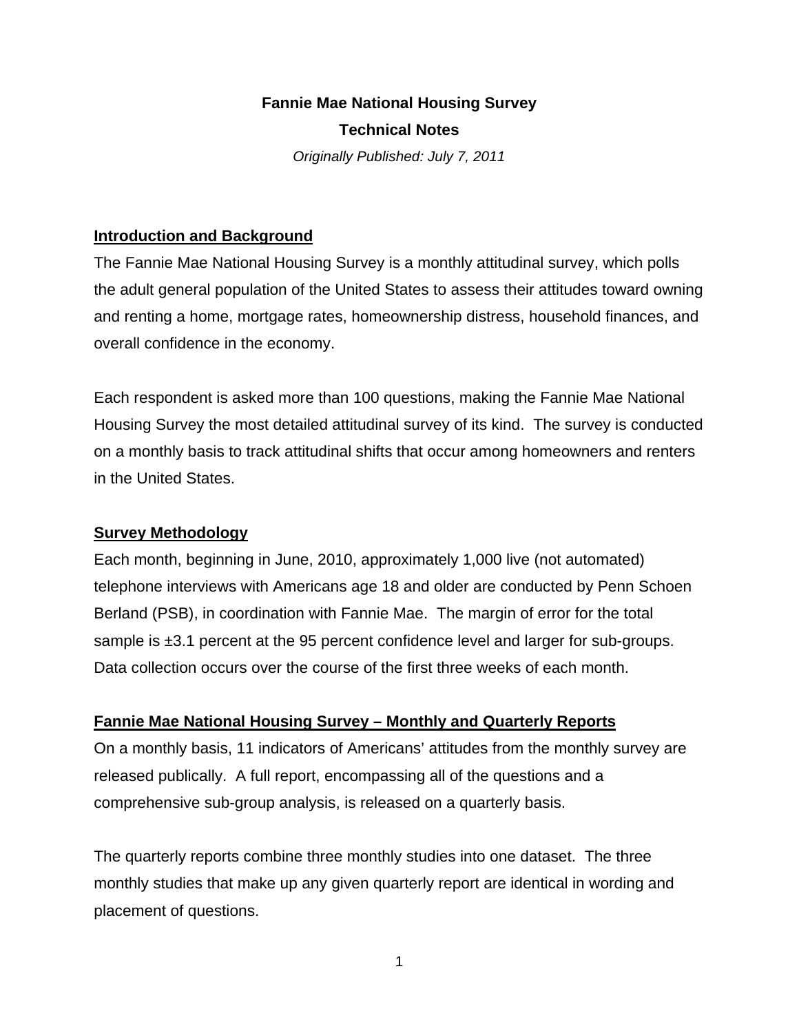# Fannie Mae National Housing Survey

## Technical Notes

*Originally Published: July 7, 2011*

### Introduction and Background

The Fannie Mae National Housing Survey is a monthly attitudinal survey, which polls the adult general population of the United States to assess their attitudes toward owning and renting a home, mortgage rates, homeownership distress, household finances, and overall confidence in the economy.

Each respondent is asked more than 100 questions, making the Fannie Mae National Housing Survey the most detailed attitudinal survey of its kind. The survey is conducted on a monthly basis to track attitudinal shifts that occur among homeowners and renters in the United States.

### Survey Methodology

Each month, beginning in June, 2010, approximately 1,000 live (not automated) telephone interviews with Americans age 18 and older are conducted by Penn Schoen Berland (PSB), in coordination with Fannie Mae. The margin of error for the total sample is ±3.1 percent at the 95 percent confidence level and larger for sub-groups. Data collection occurs over the course of the first three weeks of each month.

### Fannie Mae National Housing Survey – Monthly and Quarterly Reports

On a monthly basis, 11 indicators of Americans' attitudes from the monthly survey are released publically. A full report, encompassing all of the questions and a comprehensive sub-group analysis, is released on a quarterly basis.

The quarterly reports combine three monthly studies into one dataset. The three monthly studies that make up any given quarterly report are identical in wording and placement of questions.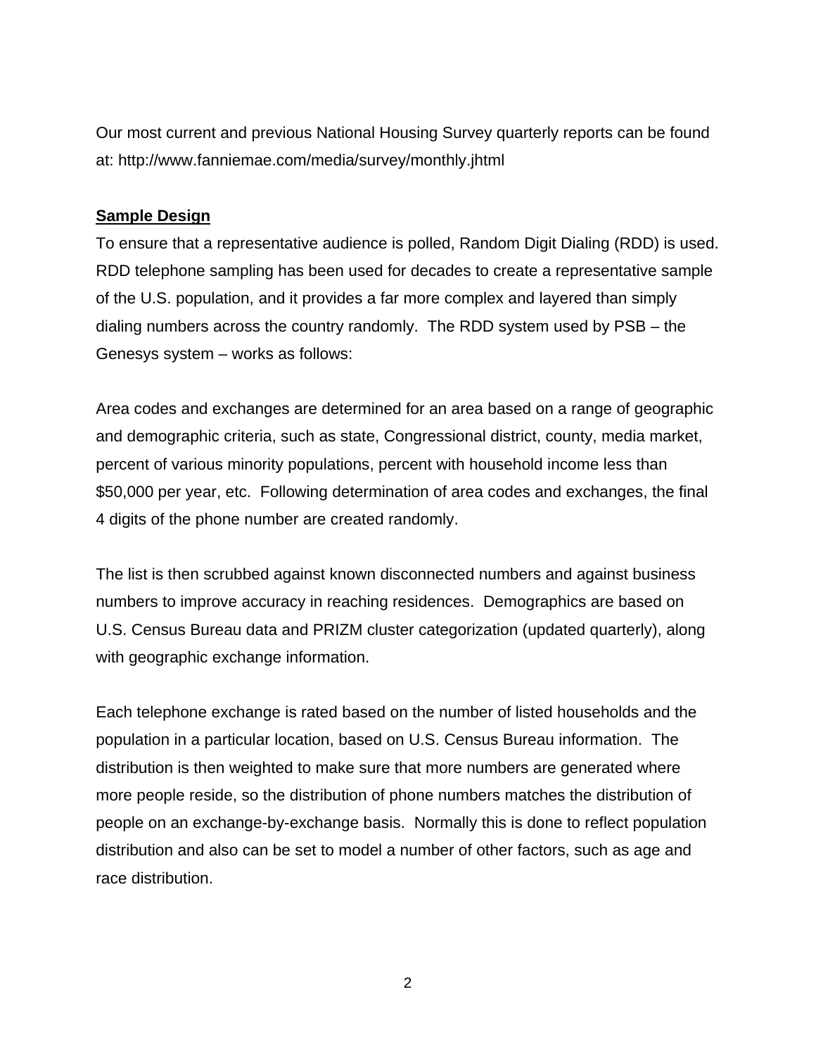Our most current and previous National Housing Survey quarterly reports can be found at: http://www.fanniemae.com/media/survey/monthly.jhtml

**Sample Design**

To ensure that a representative audience is polled, Random Digit Dialing (RDD) is used. RDD telephone sampling has been used for decades to create a representative sample of the U.S. population, and it provides a far more complex and layered than simply dialing numbers across the country randomly. The RDD system used by PSB – the Genesys system – works as follows:

Area codes and exchanges are determined for an area based on a range of geographic and demographic criteria, such as state, Congressional district, county, media market, percent of various minority populations, percent with household income less than $50,000 per year, etc. Following determination of area codes and exchanges, the final 4 digits of the phone number are created randomly.

The list is then scrubbed against known disconnected numbers and against business numbers to improve accuracy in reaching residences. Demographics are based on U.S. Census Bureau data and PRIZM cluster categorization (updated quarterly), along with geographic exchange information.

Each telephone exchange is rated based on the number of listed households and the population in a particular location, based on U.S. Census Bureau information. The distribution is then weighted to make sure that more numbers are generated where more people reside, so the distribution of phone numbers matches the distribution of people on an exchange-by-exchange basis. Normally this is done to reflect population distribution and also can be set to model a number of other factors, such as age and race distribution.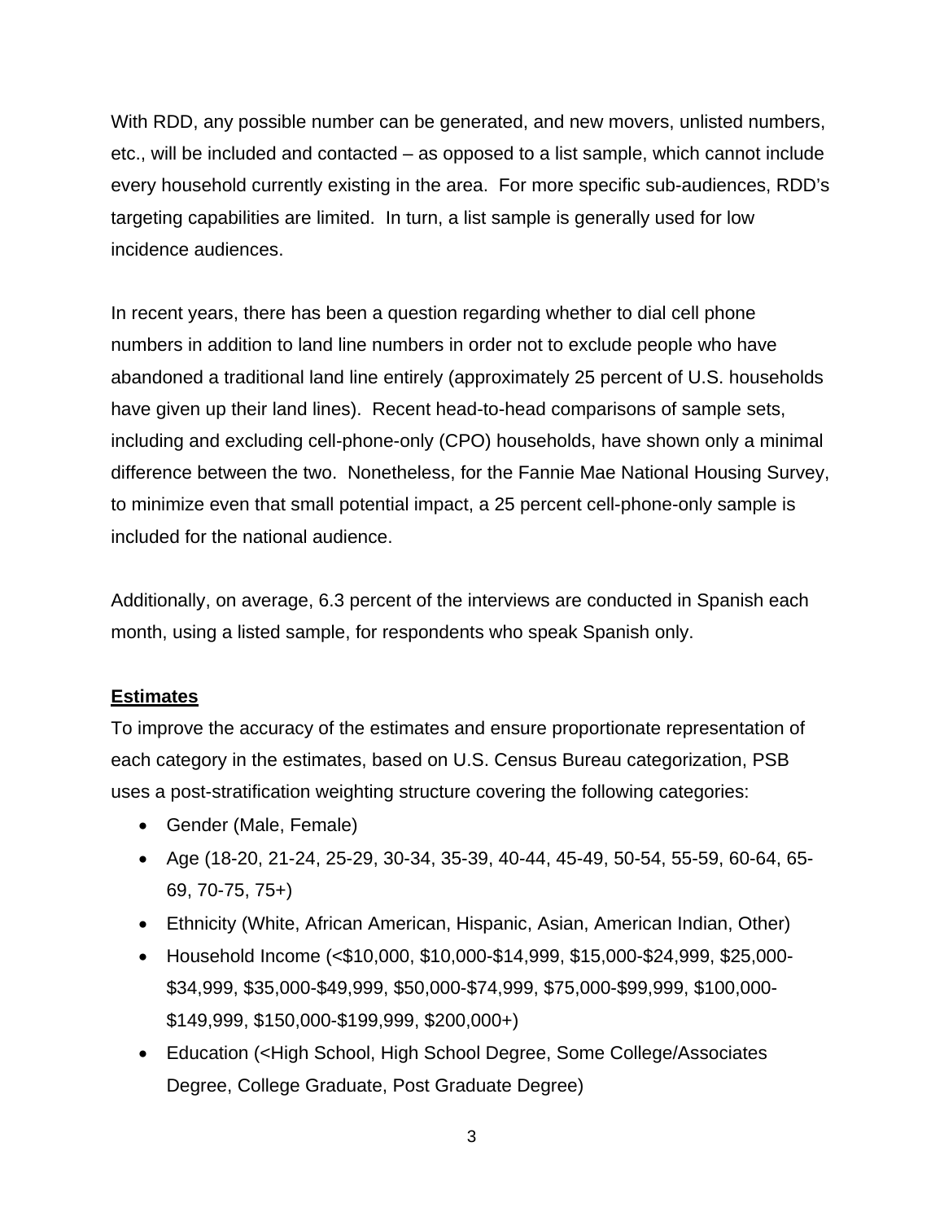With RDD, any possible number can be generated, and new movers, unlisted numbers, etc., will be included and contacted – as opposed to a list sample, which cannot include every household currently existing in the area. For more specific sub-audiences, RDD's targeting capabilities are limited. In turn, a list sample is generally used for low incidence audiences.

In recent years, there has been a question regarding whether to dial cell phone numbers in addition to land line numbers in order not to exclude people who have abandoned a traditional land line entirely (approximately 25 percent of U.S. households have given up their land lines). Recent head-to-head comparisons of sample sets, including and excluding cell-phone-only (CPO) households, have shown only a minimal difference between the two. Nonetheless, for the Fannie Mae National Housing Survey, to minimize even that small potential impact, a 25 percent cell-phone-only sample is included for the national audience.

Additionally, on average, 6.3 percent of the interviews are conducted in Spanish each month, using a listed sample, for respondents who speak Spanish only.

## Estimates

To improve the accuracy of the estimates and ensure proportionate representation of each category in the estimates, based on U.S. Census Bureau categorization, PSB uses a post-stratification weighting structure covering the following categories:

- Gender (Male, Female)
- Age (18-20, 21-24, 25-29, 30-34, 35-39, 40-44, 45-49, 50-54, 55-59, 60-64, 65-69, 70-75, 75+)
- Ethnicity (White, African American, Hispanic, Asian, American Indian, Other)
- Household Income (<$10,000, $10,000-$14,999, $15,000-$24,999, $25,000-$34,999, $35,000-$49,999, $50,000-$74,999, $75,000-$99,999, $100,000-$149,999, $150,000-$199,999, $200,000+)
- Education (<High School, High School Degree, Some College/Associates Degree, College Graduate, Post Graduate Degree)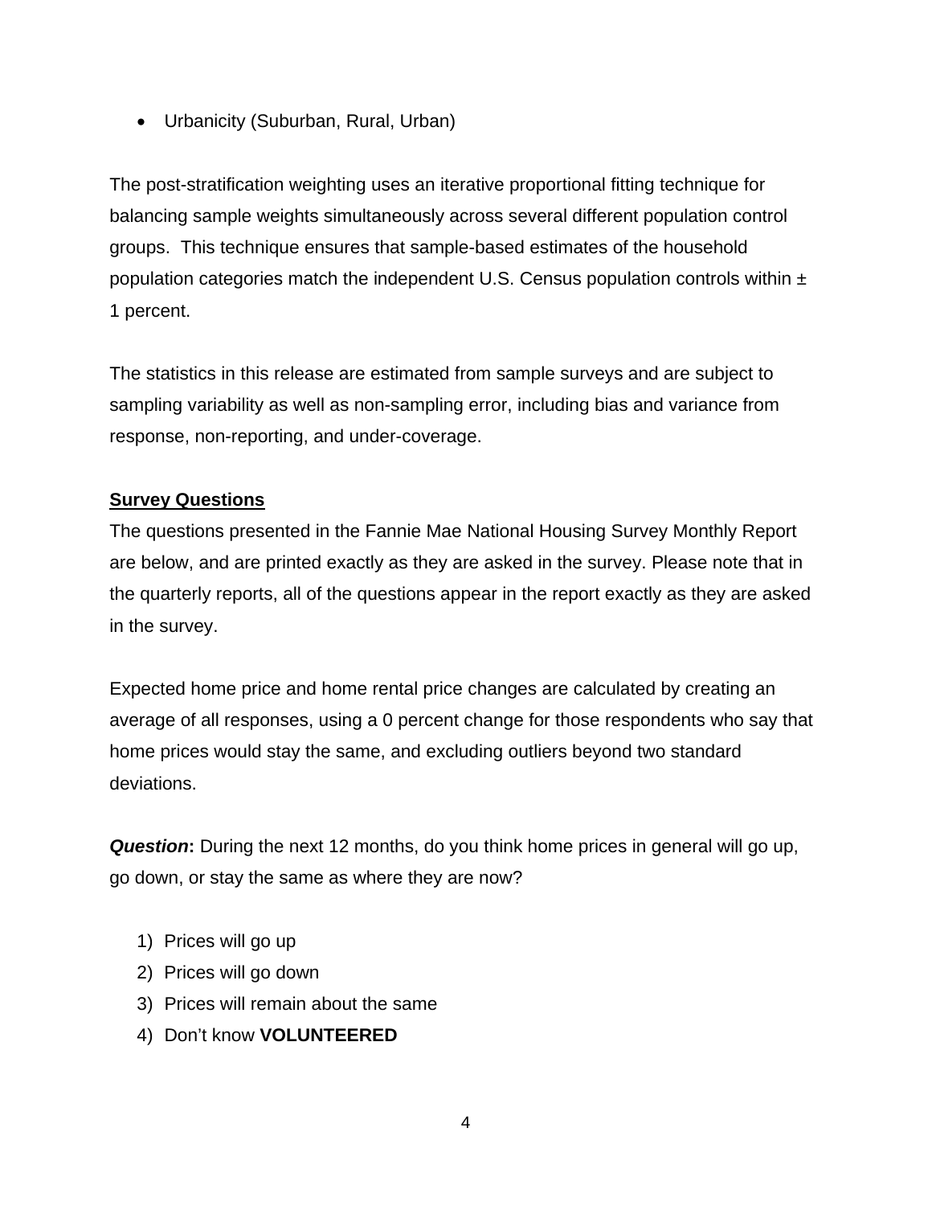- Urbanicity (Suburban, Rural, Urban)

The post-stratification weighting uses an iterative proportional fitting technique for balancing sample weights simultaneously across several different population control groups. This technique ensures that sample-based estimates of the household population categories match the independent U.S. Census population controls within ± 1 percent.

The statistics in this release are estimated from sample surveys and are subject to sampling variability as well as non-sampling error, including bias and variance from response, non-reporting, and under-coverage.

**Survey Questions**

The questions presented in the Fannie Mae National Housing Survey Monthly Report are below, and are printed exactly as they are asked in the survey. Please note that in the quarterly reports, all of the questions appear in the report exactly as they are asked in the survey.

Expected home price and home rental price changes are calculated by creating an average of all responses, using a 0 percent change for those respondents who say that home prices would stay the same, and excluding outliers beyond two standard deviations.

***Question*:** During the next 12 months, do you think home prices in general will go up, go down, or stay the same as where they are now?

1) Prices will go up
2) Prices will go down
3) Prices will remain about the same
4) Don't know **VOLUNTEERED**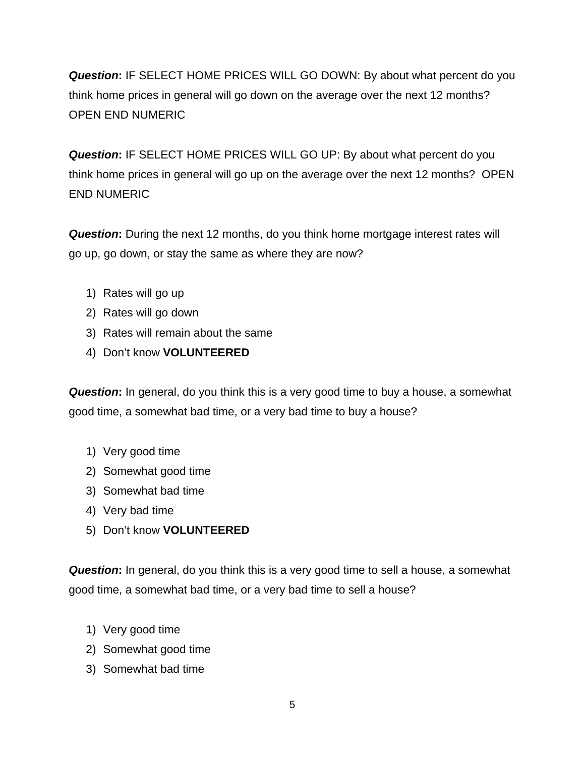***Question*:** IF SELECT HOME PRICES WILL GO DOWN: By about what percent do you think home prices in general will go down on the average over the next 12 months? OPEN END NUMERIC

***Question*:** IF SELECT HOME PRICES WILL GO UP: By about what percent do you think home prices in general will go up on the average over the next 12 months? OPEN END NUMERIC

***Question*:** During the next 12 months, do you think home mortgage interest rates will go up, go down, or stay the same as where they are now?

1) Rates will go up
2) Rates will go down
3) Rates will remain about the same
4) Don't know **VOLUNTEERED**

***Question*:** In general, do you think this is a very good time to buy a house, a somewhat good time, a somewhat bad time, or a very bad time to buy a house?

1) Very good time
2) Somewhat good time
3) Somewhat bad time
4) Very bad time
5) Don't know **VOLUNTEERED**

***Question*:** In general, do you think this is a very good time to sell a house, a somewhat good time, a somewhat bad time, or a very bad time to sell a house?

1) Very good time
2) Somewhat good time
3) Somewhat bad time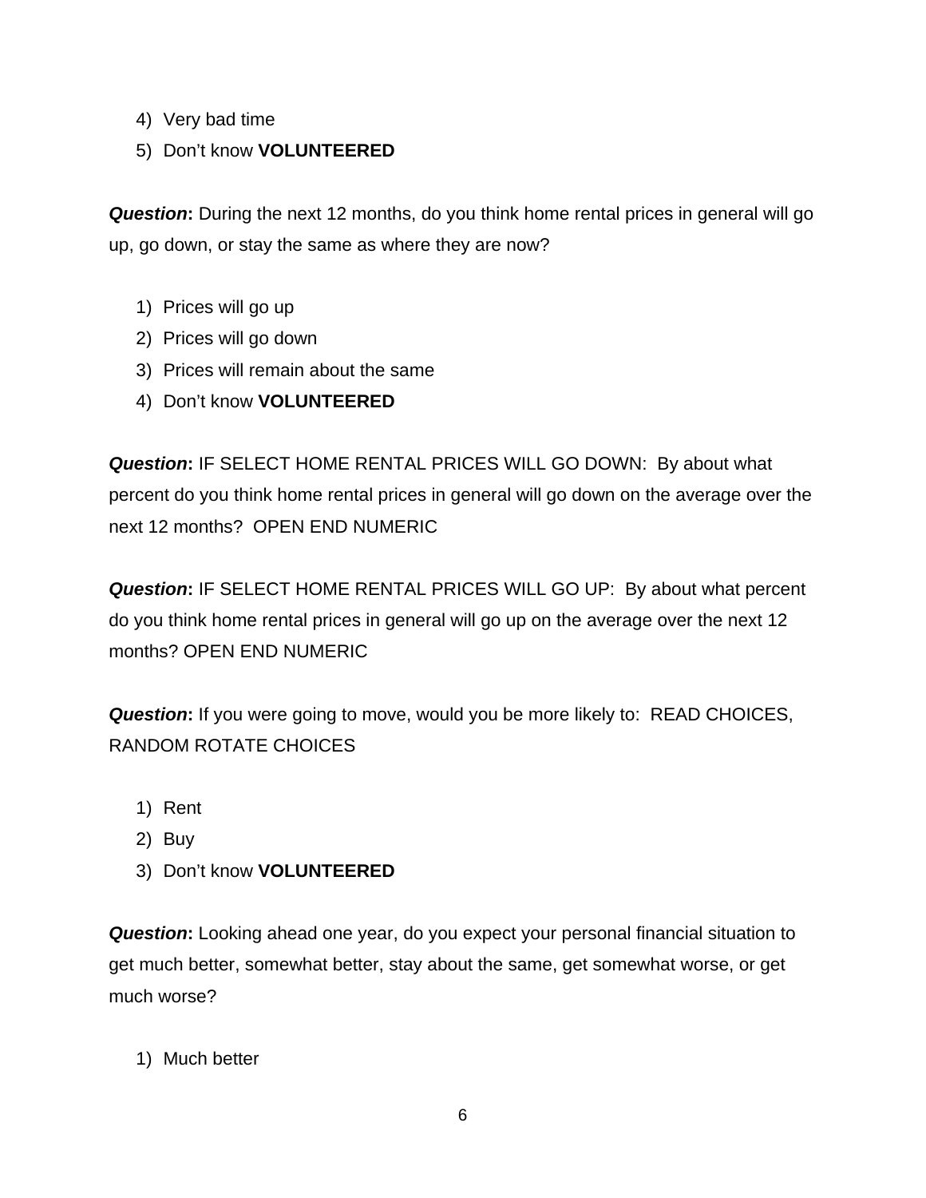4) Very bad time
5) Don’t know **VOLUNTEERED**

***Question*:** During the next 12 months, do you think home rental prices in general will go up, go down, or stay the same as where they are now?

1) Prices will go up
2) Prices will go down
3) Prices will remain about the same
4) Don’t know **VOLUNTEERED**

***Question*:** IF SELECT HOME RENTAL PRICES WILL GO DOWN: By about what percent do you think home rental prices in general will go down on the average over the next 12 months? OPEN END NUMERIC

***Question*:** IF SELECT HOME RENTAL PRICES WILL GO UP: By about what percent do you think home rental prices in general will go up on the average over the next 12 months? OPEN END NUMERIC

***Question*:** If you were going to move, would you be more likely to: READ CHOICES, RANDOM ROTATE CHOICES

1) Rent
2) Buy
3) Don’t know **VOLUNTEERED**

***Question*:** Looking ahead one year, do you expect your personal financial situation to get much better, somewhat better, stay about the same, get somewhat worse, or get much worse?

1) Much better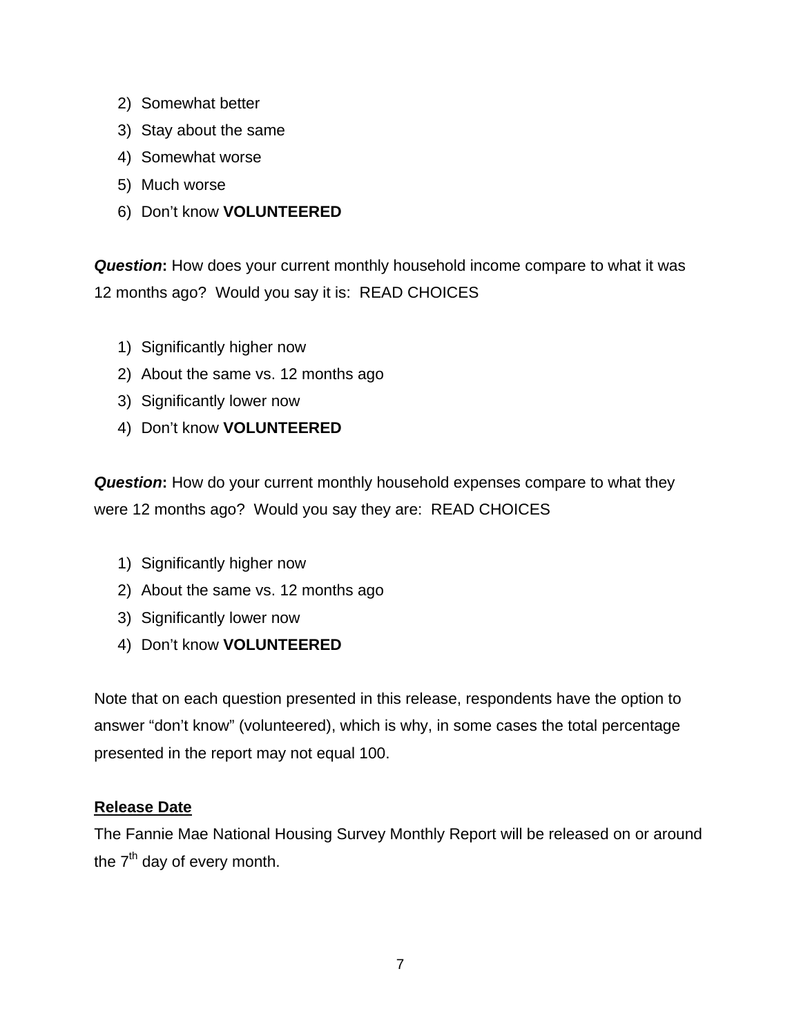2) Somewhat better
3) Stay about the same
4) Somewhat worse
5) Much worse
6) Don't know **VOLUNTEERED**

***Question*:** How does your current monthly household income compare to what it was 12 months ago? Would you say it is: READ CHOICES

1) Significantly higher now
2) About the same vs. 12 months ago
3) Significantly lower now
4) Don't know **VOLUNTEERED**

***Question*:** How do your current monthly household expenses compare to what they were 12 months ago? Would you say they are: READ CHOICES

1) Significantly higher now
2) About the same vs. 12 months ago
3) Significantly lower now
4) Don't know **VOLUNTEERED**

Note that on each question presented in this release, respondents have the option to answer "don't know" (volunteered), which is why, in some cases the total percentage presented in the report may not equal 100.

**<u>Release Date</u>**

The Fannie Mae National Housing Survey Monthly Report will be released on or around the 7th day of every month.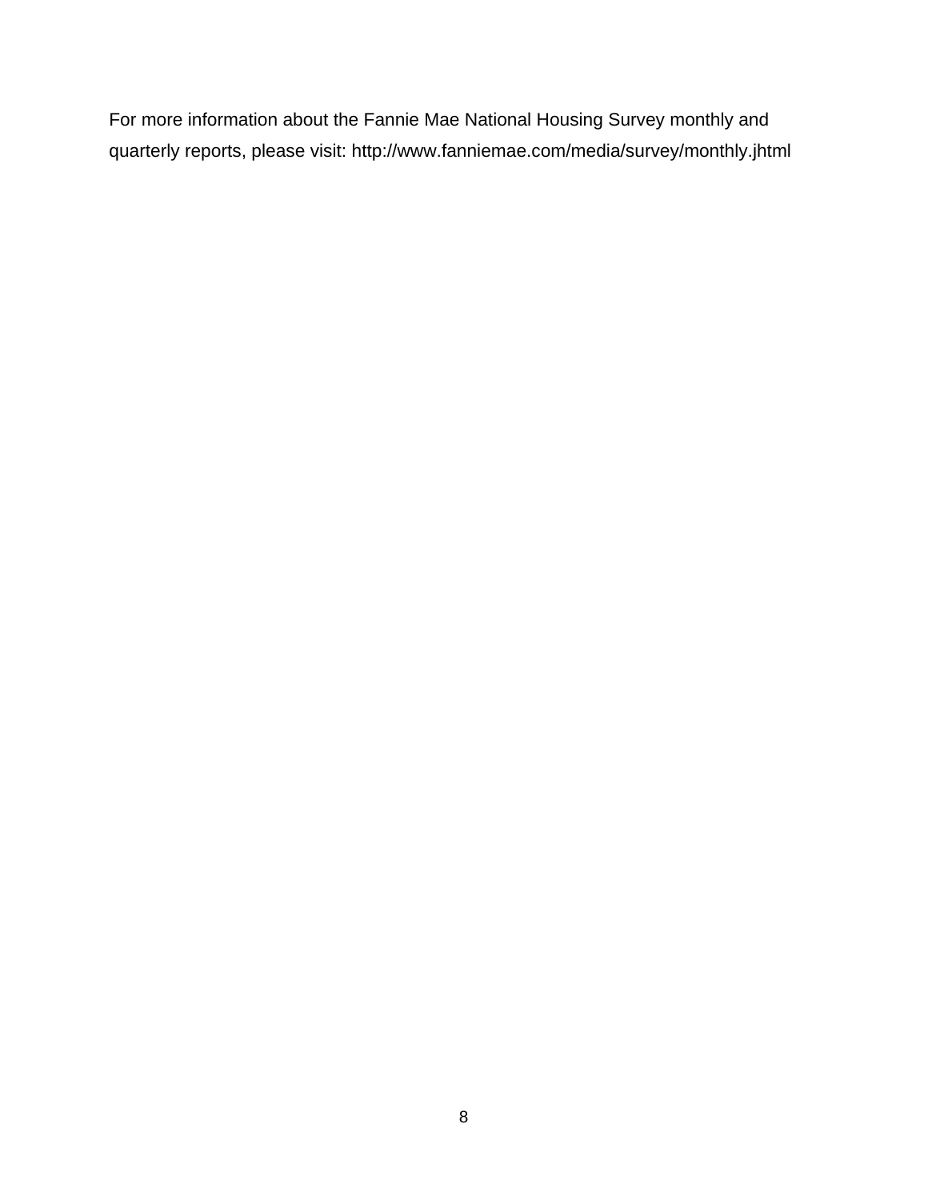For more information about the Fannie Mae National Housing Survey monthly and quarterly reports, please visit: http://www.fanniemae.com/media/survey/monthly.jhtml